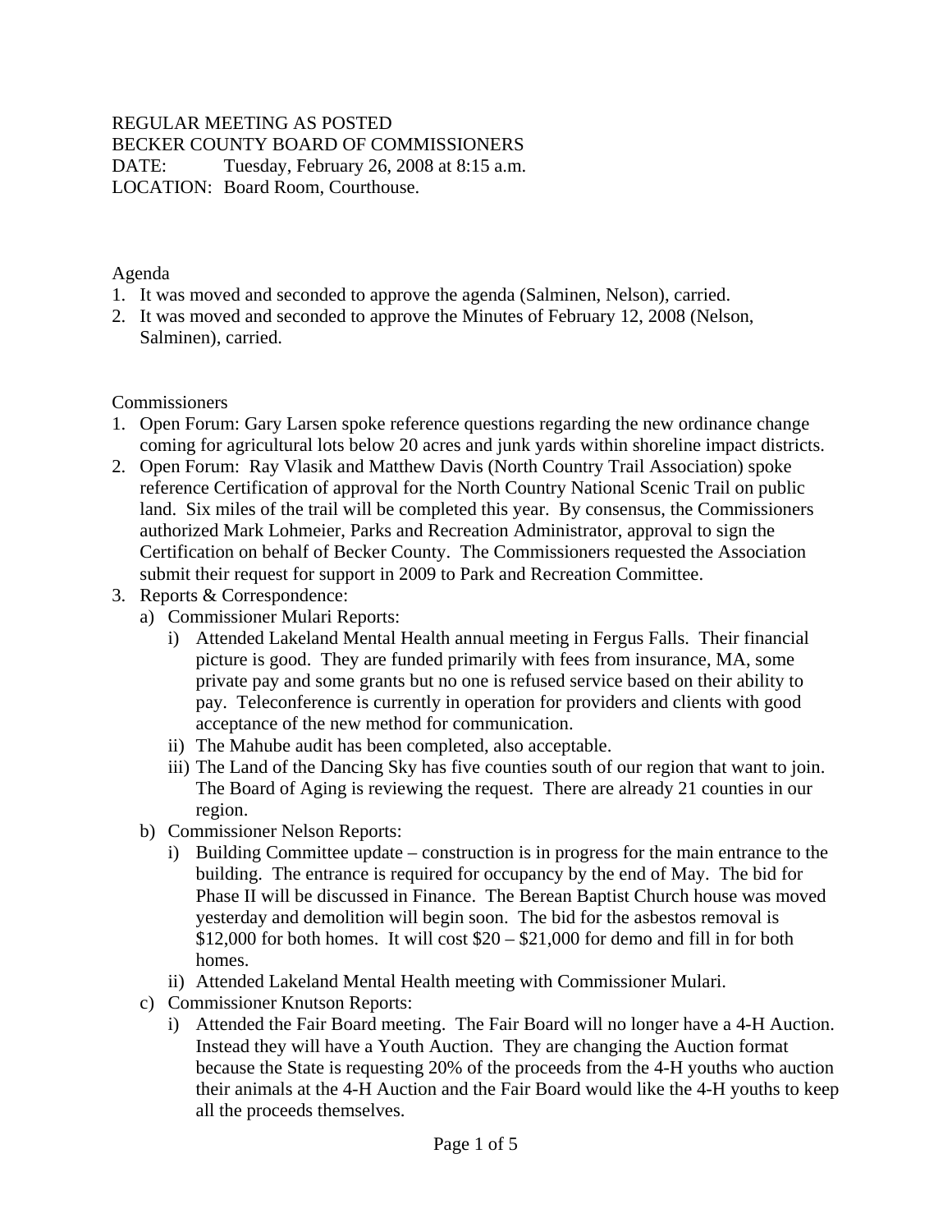REGULAR MEETING AS POSTED
BECKER COUNTY BOARD OF COMMISSIONERS
DATE: Tuesday, February 26, 2008 at 8:15 a.m.
LOCATION: Board Room, Courthouse.

Agenda

1. It was moved and seconded to approve the agenda (Salminen, Nelson), carried.
2. It was moved and seconded to approve the Minutes of February 12, 2008 (Nelson, Salminen), carried.

Commissioners

1. Open Forum: Gary Larsen spoke reference questions regarding the new ordinance change coming for agricultural lots below 20 acres and junk yards within shoreline impact districts.
2. Open Forum: Ray Vlasik and Matthew Davis (North Country Trail Association) spoke reference Certification of approval for the North Country National Scenic Trail on public land. Six miles of the trail will be completed this year. By consensus, the Commissioners authorized Mark Lohmeier, Parks and Recreation Administrator, approval to sign the Certification on behalf of Becker County. The Commissioners requested the Association submit their request for support in 2009 to Park and Recreation Committee.
3. Reports & Correspondence:
   a) Commissioner Mulari Reports:
      i) Attended Lakeland Mental Health annual meeting in Fergus Falls. Their financial picture is good. They are funded primarily with fees from insurance, MA, some private pay and some grants but no one is refused service based on their ability to pay. Teleconference is currently in operation for providers and clients with good acceptance of the new method for communication.
      ii) The Mahube audit has been completed, also acceptable.
      iii) The Land of the Dancing Sky has five counties south of our region that want to join. The Board of Aging is reviewing the request. There are already 21 counties in our region.
   b) Commissioner Nelson Reports:
      i) Building Committee update – construction is in progress for the main entrance to the building. The entrance is required for occupancy by the end of May. The bid for Phase II will be discussed in Finance. The Berean Baptist Church house was moved yesterday and demolition will begin soon. The bid for the asbestos removal is $12,000 for both homes. It will cost $20 – $21,000 for demo and fill in for both homes.
      ii) Attended Lakeland Mental Health meeting with Commissioner Mulari.
   c) Commissioner Knutson Reports:
      i) Attended the Fair Board meeting. The Fair Board will no longer have a 4-H Auction. Instead they will have a Youth Auction. They are changing the Auction format because the State is requesting 20% of the proceeds from the 4-H youths who auction their animals at the 4-H Auction and the Fair Board would like the 4-H youths to keep all the proceeds themselves.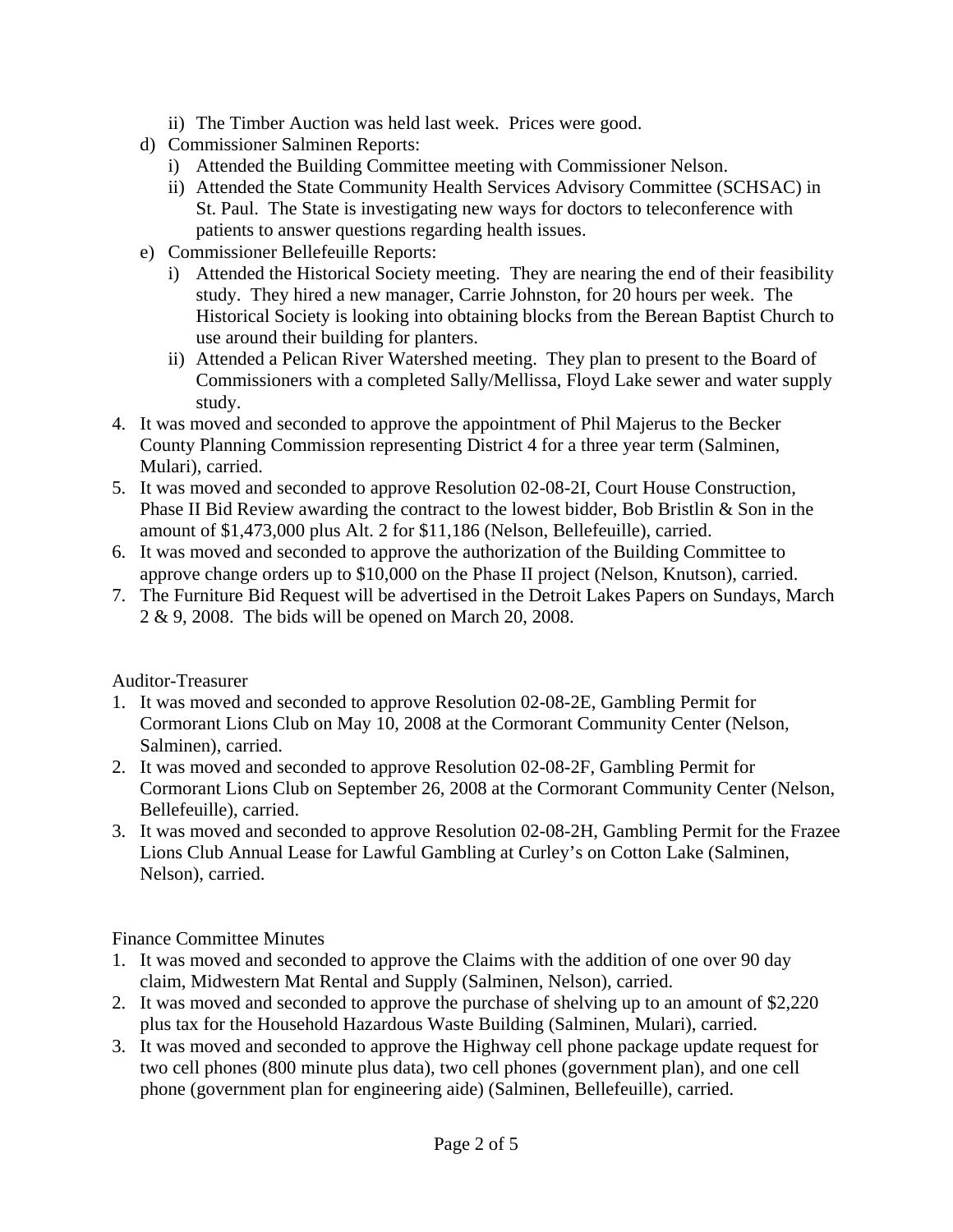- ii) The Timber Auction was held last week. Prices were good.
- d) Commissioner Salminen Reports:
   - i) Attended the Building Committee meeting with Commissioner Nelson.
   - ii) Attended the State Community Health Services Advisory Committee (SCHSAC) in St. Paul. The State is investigating new ways for doctors to teleconference with patients to answer questions regarding health issues.
- e) Commissioner Bellefeuille Reports:
   - i) Attended the Historical Society meeting. They are nearing the end of their feasibility study. They hired a new manager, Carrie Johnston, for 20 hours per week. The Historical Society is looking into obtaining blocks from the Berean Baptist Church to use around their building for planters.
   - ii) Attended a Pelican River Watershed meeting. They plan to present to the Board of Commissioners with a completed Sally/Mellissa, Floyd Lake sewer and water supply study.

4. It was moved and seconded to approve the appointment of Phil Majerus to the Becker County Planning Commission representing District 4 for a three year term (Salminen, Mulari), carried.
5. It was moved and seconded to approve Resolution 02-08-2I, Court House Construction, Phase II Bid Review awarding the contract to the lowest bidder, Bob Bristlin & Son in the amount of $1,473,000 plus Alt. 2 for $11,186 (Nelson, Bellefeuille), carried.
6. It was moved and seconded to approve the authorization of the Building Committee to approve change orders up to $10,000 on the Phase II project (Nelson, Knutson), carried.
7. The Furniture Bid Request will be advertised in the Detroit Lakes Papers on Sundays, March 2 & 9, 2008. The bids will be opened on March 20, 2008.

Auditor-Treasurer

1. It was moved and seconded to approve Resolution 02-08-2E, Gambling Permit for Cormorant Lions Club on May 10, 2008 at the Cormorant Community Center (Nelson, Salminen), carried.
2. It was moved and seconded to approve Resolution 02-08-2F, Gambling Permit for Cormorant Lions Club on September 26, 2008 at the Cormorant Community Center (Nelson, Bellefeuille), carried.
3. It was moved and seconded to approve Resolution 02-08-2H, Gambling Permit for the Frazee Lions Club Annual Lease for Lawful Gambling at Curley's on Cotton Lake (Salminen, Nelson), carried.

Finance Committee Minutes

1. It was moved and seconded to approve the Claims with the addition of one over 90 day claim, Midwestern Mat Rental and Supply (Salminen, Nelson), carried.
2. It was moved and seconded to approve the purchase of shelving up to an amount of $2,220 plus tax for the Household Hazardous Waste Building (Salminen, Mulari), carried.
3. It was moved and seconded to approve the Highway cell phone package update request for two cell phones (800 minute plus data), two cell phones (government plan), and one cell phone (government plan for engineering aide) (Salminen, Bellefeuille), carried.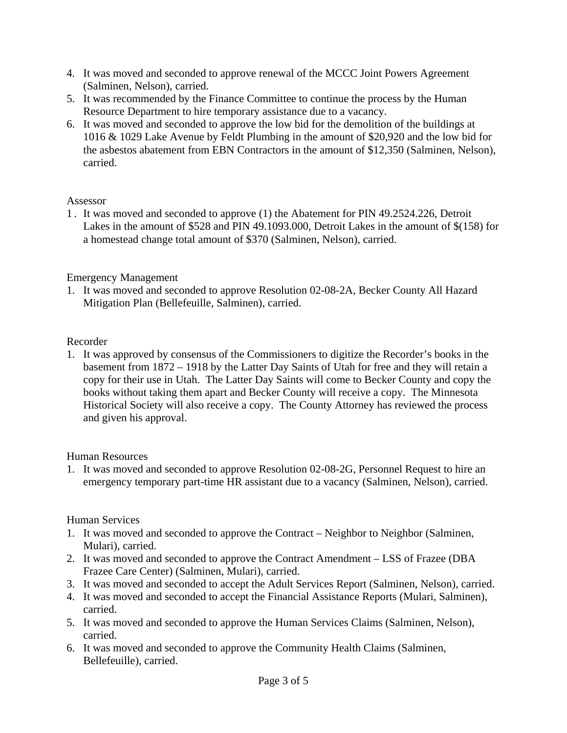4. It was moved and seconded to approve renewal of the MCCC Joint Powers Agreement (Salminen, Nelson), carried.
5. It was recommended by the Finance Committee to continue the process by the Human Resource Department to hire temporary assistance due to a vacancy.
6. It was moved and seconded to approve the low bid for the demolition of the buildings at 1016 & 1029 Lake Avenue by Feldt Plumbing in the amount of $20,920 and the low bid for the asbestos abatement from EBN Contractors in the amount of $12,350 (Salminen, Nelson), carried.

Assessor

1. It was moved and seconded to approve (1) the Abatement for PIN 49.2524.226, Detroit Lakes in the amount of $528 and PIN 49.1093.000, Detroit Lakes in the amount of $(158) for a homestead change total amount of $370 (Salminen, Nelson), carried.

Emergency Management

1. It was moved and seconded to approve Resolution 02-08-2A, Becker County All Hazard Mitigation Plan (Bellefeuille, Salminen), carried.

Recorder

1. It was approved by consensus of the Commissioners to digitize the Recorder's books in the basement from 1872 – 1918 by the Latter Day Saints of Utah for free and they will retain a copy for their use in Utah. The Latter Day Saints will come to Becker County and copy the books without taking them apart and Becker County will receive a copy. The Minnesota Historical Society will also receive a copy. The County Attorney has reviewed the process and given his approval.

Human Resources

1. It was moved and seconded to approve Resolution 02-08-2G, Personnel Request to hire an emergency temporary part-time HR assistant due to a vacancy (Salminen, Nelson), carried.

Human Services

1. It was moved and seconded to approve the Contract – Neighbor to Neighbor (Salminen, Mulari), carried.
2. It was moved and seconded to approve the Contract Amendment – LSS of Frazee (DBA Frazee Care Center) (Salminen, Mulari), carried.
3. It was moved and seconded to accept the Adult Services Report (Salminen, Nelson), carried.
4. It was moved and seconded to accept the Financial Assistance Reports (Mulari, Salminen), carried.
5. It was moved and seconded to approve the Human Services Claims (Salminen, Nelson), carried.
6. It was moved and seconded to approve the Community Health Claims (Salminen, Bellefeuille), carried.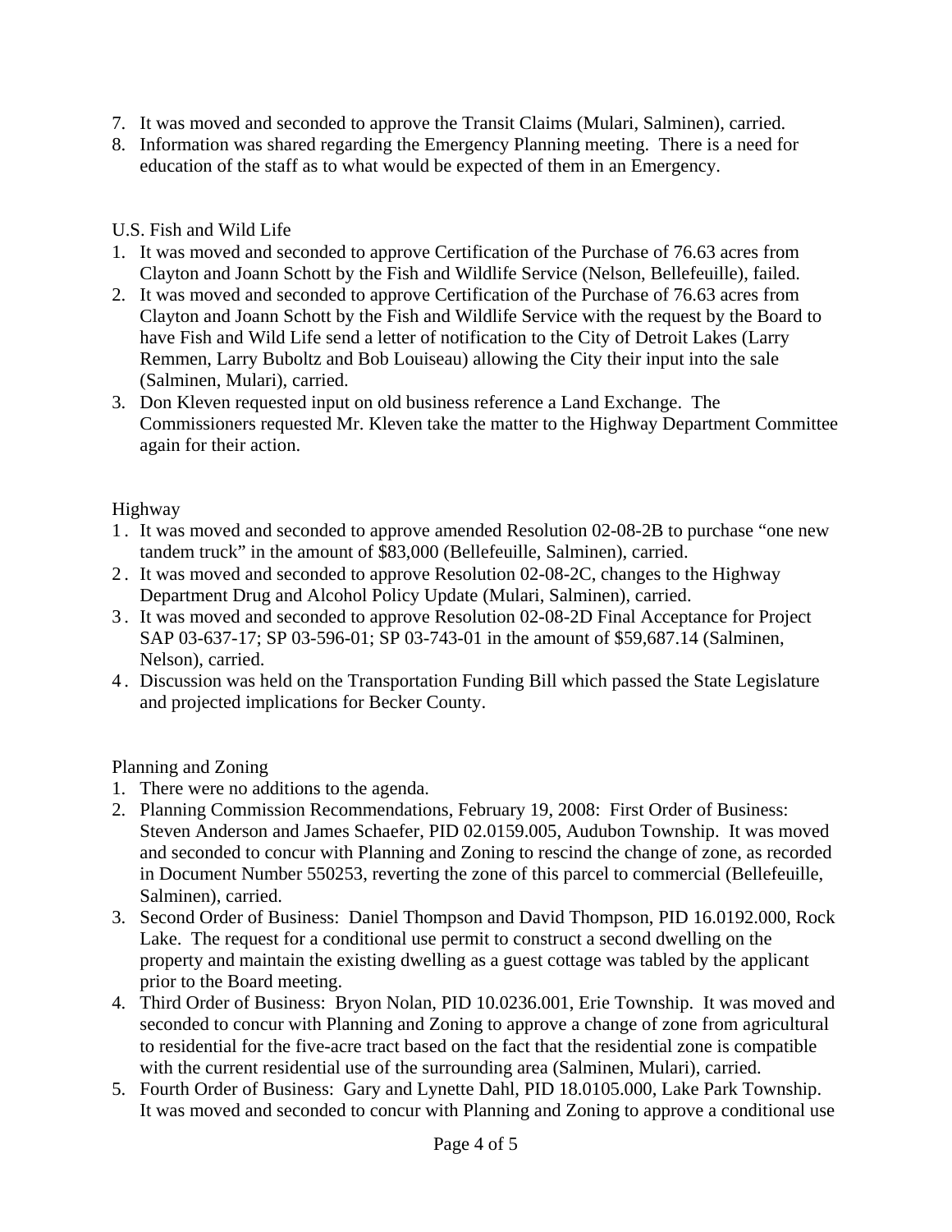7. It was moved and seconded to approve the Transit Claims (Mulari, Salminen), carried.
8. Information was shared regarding the Emergency Planning meeting. There is a need for education of the staff as to what would be expected of them in an Emergency.

U.S. Fish and Wild Life

1. It was moved and seconded to approve Certification of the Purchase of 76.63 acres from Clayton and Joann Schott by the Fish and Wildlife Service (Nelson, Bellefeuille), failed.
2. It was moved and seconded to approve Certification of the Purchase of 76.63 acres from Clayton and Joann Schott by the Fish and Wildlife Service with the request by the Board to have Fish and Wild Life send a letter of notification to the City of Detroit Lakes (Larry Remmen, Larry Buboltz and Bob Louiseau) allowing the City their input into the sale (Salminen, Mulari), carried.
3. Don Kleven requested input on old business reference a Land Exchange. The Commissioners requested Mr. Kleven take the matter to the Highway Department Committee again for their action.

Highway

1. It was moved and seconded to approve amended Resolution 02-08-2B to purchase "one new tandem truck" in the amount of $83,000 (Bellefeuille, Salminen), carried.
2. It was moved and seconded to approve Resolution 02-08-2C, changes to the Highway Department Drug and Alcohol Policy Update (Mulari, Salminen), carried.
3. It was moved and seconded to approve Resolution 02-08-2D Final Acceptance for Project SAP 03-637-17; SP 03-596-01; SP 03-743-01 in the amount of $59,687.14 (Salminen, Nelson), carried.
4. Discussion was held on the Transportation Funding Bill which passed the State Legislature and projected implications for Becker County.

Planning and Zoning

1. There were no additions to the agenda.
2. Planning Commission Recommendations, February 19, 2008: First Order of Business: Steven Anderson and James Schaefer, PID 02.0159.005, Audubon Township. It was moved and seconded to concur with Planning and Zoning to rescind the change of zone, as recorded in Document Number 550253, reverting the zone of this parcel to commercial (Bellefeuille, Salminen), carried.
3. Second Order of Business: Daniel Thompson and David Thompson, PID 16.0192.000, Rock Lake. The request for a conditional use permit to construct a second dwelling on the property and maintain the existing dwelling as a guest cottage was tabled by the applicant prior to the Board meeting.
4. Third Order of Business: Bryon Nolan, PID 10.0236.001, Erie Township. It was moved and seconded to concur with Planning and Zoning to approve a change of zone from agricultural to residential for the five-acre tract based on the fact that the residential zone is compatible with the current residential use of the surrounding area (Salminen, Mulari), carried.
5. Fourth Order of Business: Gary and Lynette Dahl, PID 18.0105.000, Lake Park Township. It was moved and seconded to concur with Planning and Zoning to approve a conditional use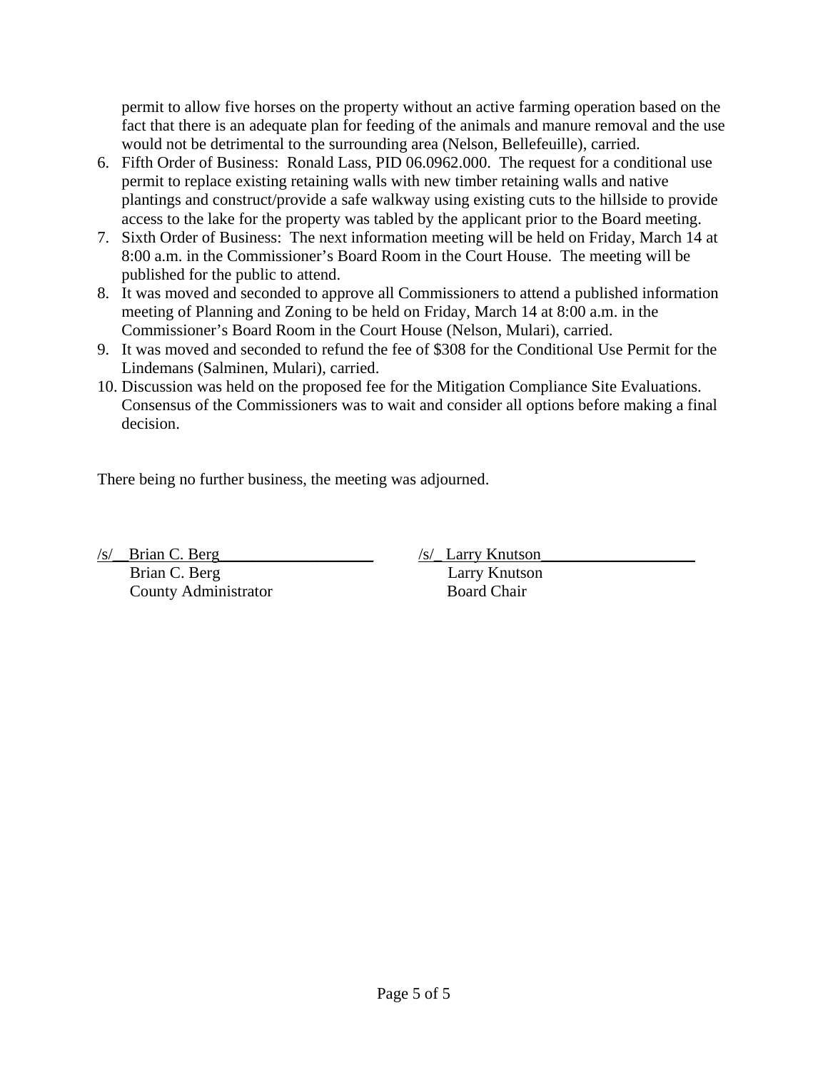permit to allow five horses on the property without an active farming operation based on the fact that there is an adequate plan for feeding of the animals and manure removal and the use would not be detrimental to the surrounding area (Nelson, Bellefeuille), carried.

6. Fifth Order of Business: Ronald Lass, PID 06.0962.000. The request for a conditional use permit to replace existing retaining walls with new timber retaining walls and native plantings and construct/provide a safe walkway using existing cuts to the hillside to provide access to the lake for the property was tabled by the applicant prior to the Board meeting.
7. Sixth Order of Business: The next information meeting will be held on Friday, March 14 at 8:00 a.m. in the Commissioner's Board Room in the Court House. The meeting will be published for the public to attend.
8. It was moved and seconded to approve all Commissioners to attend a published information meeting of Planning and Zoning to be held on Friday, March 14 at 8:00 a.m. in the Commissioner's Board Room in the Court House (Nelson, Mulari), carried.
9. It was moved and seconded to refund the fee of $308 for the Conditional Use Permit for the Lindemans (Salminen, Mulari), carried.
10. Discussion was held on the proposed fee for the Mitigation Compliance Site Evaluations. Consensus of the Commissioners was to wait and consider all options before making a final decision.

There being no further business, the meeting was adjourned.

/s/__Brian C. Berg___________________
Brian C. Berg
County Administrator

/s/_ Larry Knutson___________________
Larry Knutson
Board Chair